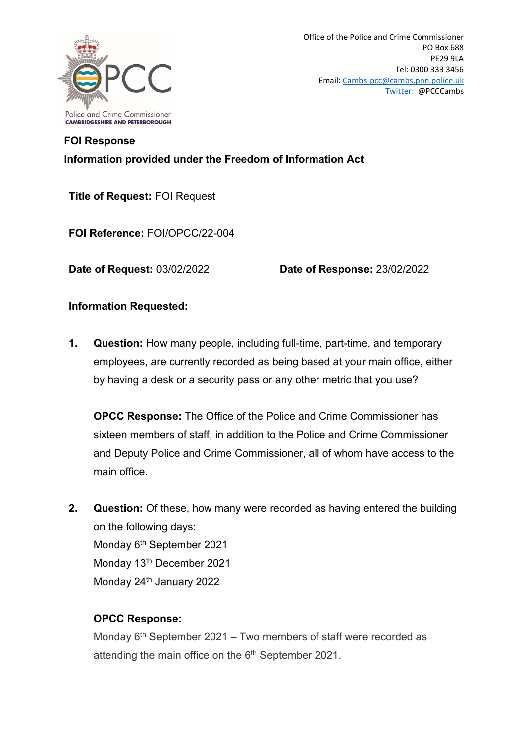Office of the Police and Crime Commissioner
PO Box 688
PE29 9LA
Tel: 0300 333 3456
Email: Cambs-pcc@cambs.pnn.police.uk
Twitter: @PCCCambs

Police and Crime Commissioner
CAMBRIDGESHIRE AND PETERBOROUGH

**FOI Response**

**Information provided under the Freedom of Information Act**

**Title of Request:** FOI Request

**FOI Reference:** FOI/OPCC/22-004

**Date of Request:** 03/02/2022 **Date of Response:** 23/02/2022

**Information Requested:**

1. **Question:** How many people, including full-time, part-time, and temporary employees, are currently recorded as being based at your main office, either by having a desk or a security pass or any other metric that you use?

   **OPCC Response:** The Office of the Police and Crime Commissioner has sixteen members of staff, in addition to the Police and Crime Commissioner and Deputy Police and Crime Commissioner, all of whom have access to the main office.

2. **Question:** Of these, how many were recorded as having entered the building on the following days:
   Monday 6th September 2021
   Monday 13th December 2021
   Monday 24th January 2022

   **OPCC Response:**
   Monday 6th September 2021 – Two members of staff were recorded as attending the main office on the 6th September 2021.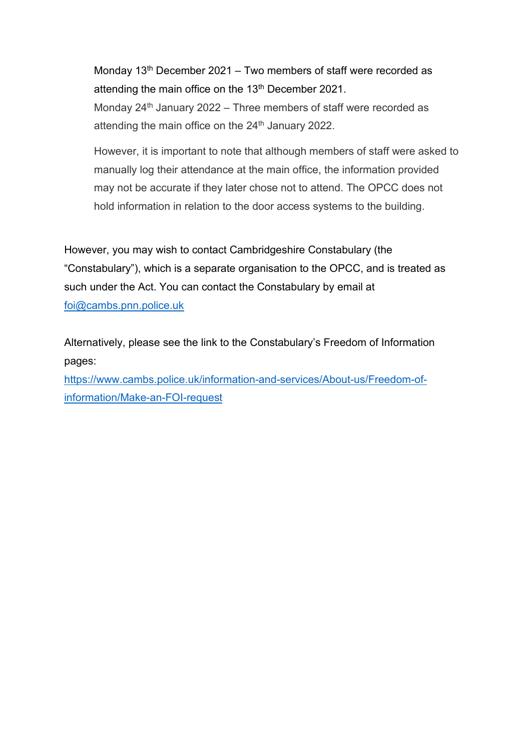Monday 13th December 2021 – Two members of staff were recorded as attending the main office on the 13th December 2021.
Monday 24th January 2022 – Three members of staff were recorded as attending the main office on the 24th January 2022.

However, it is important to note that although members of staff were asked to manually log their attendance at the main office, the information provided may not be accurate if they later chose not to attend. The OPCC does not hold information in relation to the door access systems to the building.

However, you may wish to contact Cambridgeshire Constabulary (the "Constabulary"), which is a separate organisation to the OPCC, and is treated as such under the Act. You can contact the Constabulary by email at [foi@cambs.pnn.police.uk](mailto:foi@cambs.pnn.police.uk)

Alternatively, please see the link to the Constabulary's Freedom of Information pages:
[https://www.cambs.police.uk/information-and-services/About-us/Freedom-of-information/Make-an-FOI-request](https://www.cambs.police.uk/information-and-services/About-us/Freedom-of-information/Make-an-FOI-request)